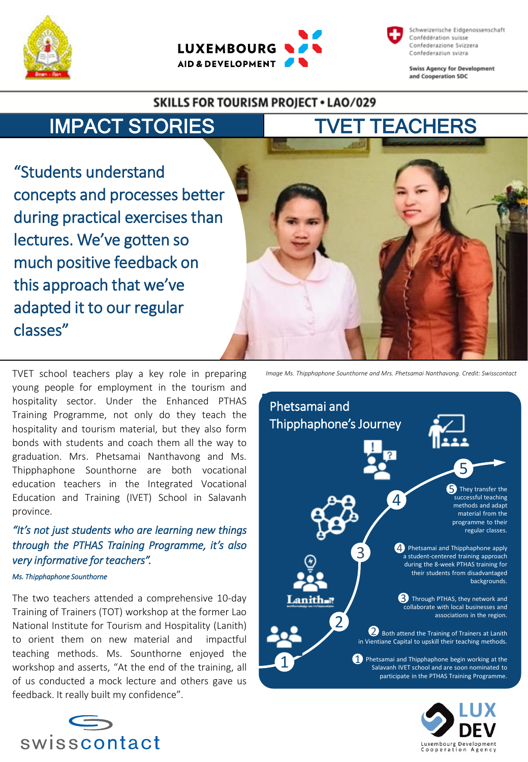## SKILLS FOR TOURISM PROJECT • LAO/029

# IMPACT STORIES | TVET TEACHERS

"Students understand concepts and processes better during practical exercises than lectures. We've gotten so much positive feedback on this approach that we've adapted it to our regular classes"

*Image Ms. Thipphaphone Southorne and Mrs. Phetsamai Nanthavong. Credit: Swisscontact*

TVET school teachers play a key role in preparing young people for employment in the tourism and hospitality sector. Under the Enhanced PTHAS Training Programme, not only do they teach the hospitality and tourism material, but they also form bonds with students and coach them all the way to graduation. Mrs. Phetsamai Nanthavong and Ms. Thipphaphone Southorne are both vocational education teachers in the Integrated Vocational Education and Training (IVET) School in Salavanh province.

*"It's not just students who are learning new things through the PTHAS Training Programme, it's also very informative for teachers".*

*Ms. Thipphaphone Southorne*

The two teachers attended a comprehensive 10-day Training of Trainers (TOT) workshop at the former Lao National Institute for Tourism and Hospitality (Lanith) to orient them on new material and impactful teaching methods. Ms. Southorne enjoyed the workshop and asserts, "At the end of the training, all of us conducted a mock lecture and others gave us feedback. It really built my confidence".

## Phetsamai and Thipphaphone's Journey

1. Phetsamai and Thipphaphone begin working at the Salavanh IVET school and are soon nominated to participate in the PTHAS Training Programme.
2. Both attend the Training of Trainers at Lanith in Vientiane Capital to upskill their teaching methods.
3. Through PTHAS, they network and collaborate with local businesses and associations in the region.
4. Phetsamai and Thipphaphone apply a student-centered training approach during the 8-week PTHAS training for their students from disadvantaged backgrounds.
5. They transfer the successful teaching methods and adapt material from the programme to their regular classes.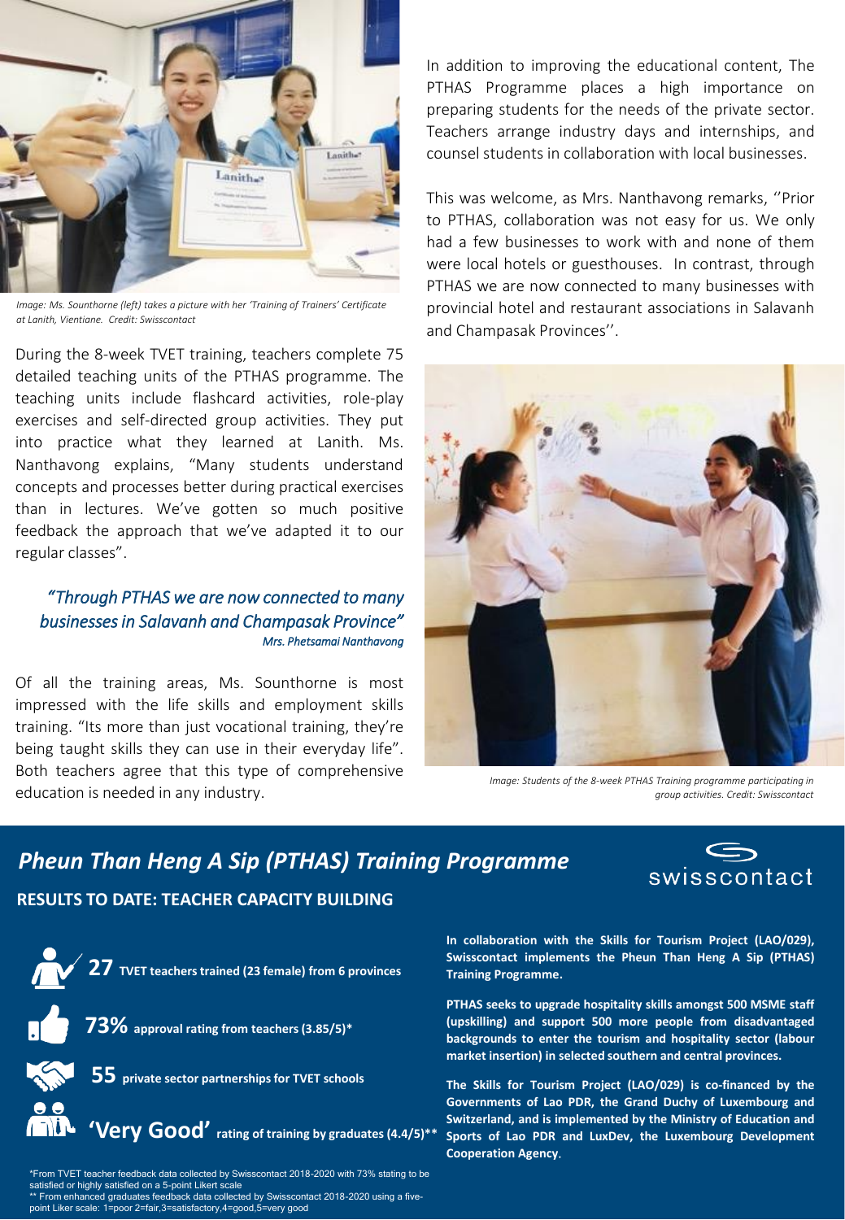*Image: Ms. Sounthorne (left) takes a picture with her 'Training of Trainers' Certificate at Lanith, Vientiane. Credit: Swisscontact*

During the 8-week TVET training, teachers complete 75 detailed teaching units of the PTHAS programme. The teaching units include flashcard activities, role-play exercises and self-directed group activities. They put into practice what they learned at Lanith. Ms. Nanthavong explains, "Many students understand concepts and processes better during practical exercises than in lectures. We've gotten so much positive feedback the approach that we've adapted it to our regular classes".

> *"Through PTHAS we are now connected to many businesses in Salavanh and Champasak Province"*
> *Mrs. Phetsamai Nanthavong*

Of all the training areas, Ms. Sounthorne is most impressed with the life skills and employment skills training. "Its more than just vocational training, they're being taught skills they can use in their everyday life". Both teachers agree that this type of comprehensive education is needed in any industry.

In addition to improving the educational content, The PTHAS Programme places a high importance on preparing students for the needs of the private sector. Teachers arrange industry days and internships, and counsel students in collaboration with local businesses.

This was welcome, as Mrs. Nanthavong remarks, ''Prior to PTHAS, collaboration was not easy for us. We only had a few businesses to work with and none of them were local hotels or guesthouses. In contrast, through PTHAS we are now connected to many businesses with provincial hotel and restaurant associations in Salavanh and Champasak Provinces''.

*Image: Students of the 8-week PTHAS Training programme participating in group activities. Credit: Swisscontact*

## *Pheun Than Heng A Sip (PTHAS) Training Programme*

swisscontact

### RESULTS TO DATE: TEACHER CAPACITY BUILDING

- **27** TVET teachers trained (23 female) from 6 provinces
- **73%** approval rating from teachers (3.85/5)*
- **55** private sector partnerships for TVET schools
- **'Very Good'** rating of training by graduates (4.4/5)**

**In collaboration with the Skills for Tourism Project (LAO/029), Swisscontact implements the Pheun Than Heng A Sip (PTHAS) Training Programme.**

**PTHAS seeks to upgrade hospitality skills amongst 500 MSME staff (upskilling) and support 500 more people from disadvantaged backgrounds to enter the tourism and hospitality sector (labour market insertion) in selected southern and central provinces.**

**The Skills for Tourism Project (LAO/029) is co-financed by the Governments of Lao PDR, the Grand Duchy of Luxembourg and Switzerland, and is implemented by the Ministry of Education and Sports of Lao PDR and LuxDev, the Luxembourg Development Cooperation Agency.**

*From TVET teacher feedback data collected by Swisscontact 2018-2020 with 73% stating to be satisfied or highly satisfied on a 5-point Likert scale
** From enhanced graduates feedback data collected by Swisscontact 2018-2020 using a five-point Liker scale: 1=poor 2=fair,3=satisfactory,4=good,5=very good